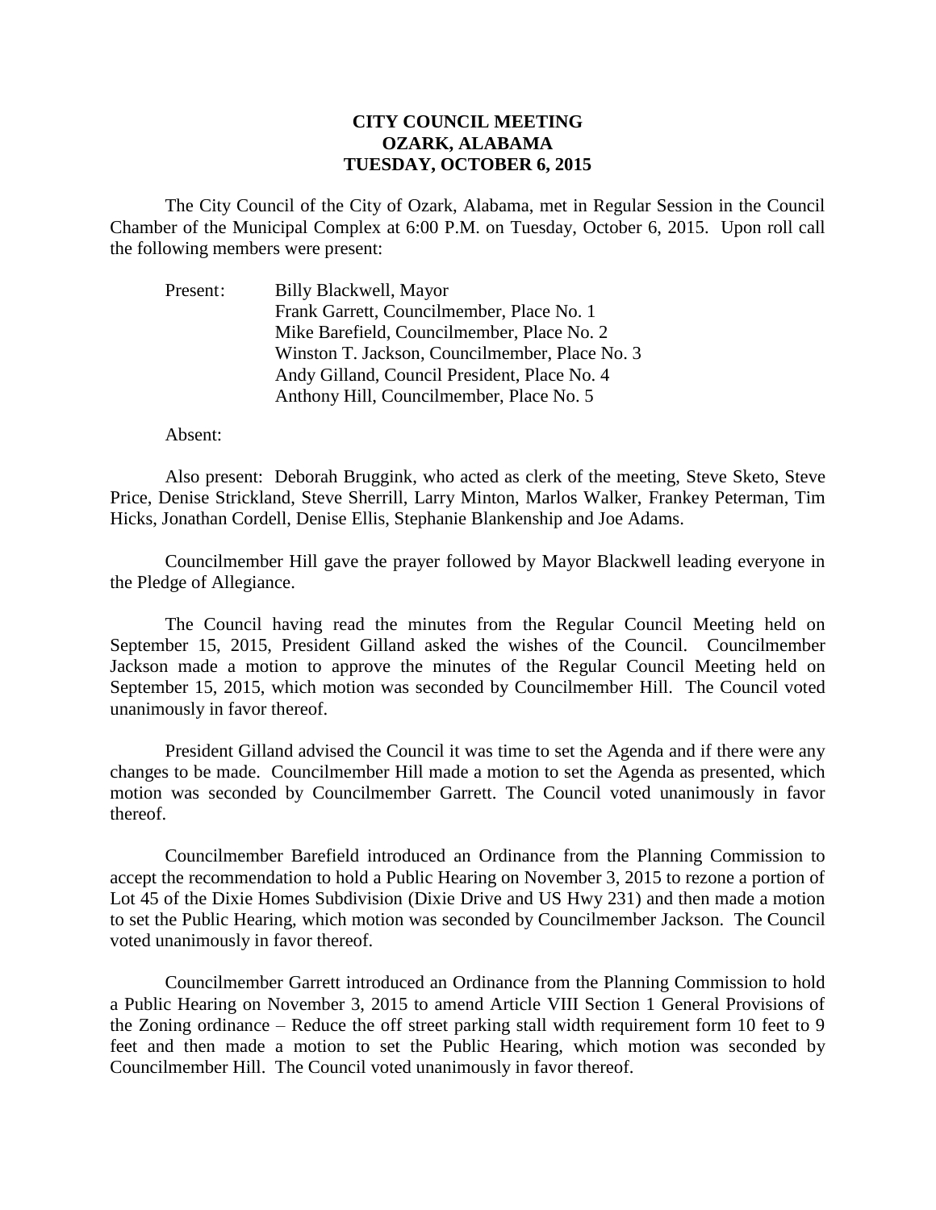# CITY COUNCIL MEETING
# OZARK, ALABAMA
# TUESDAY, OCTOBER 6, 2015

The City Council of the City of Ozark, Alabama, met in Regular Session in the Council Chamber of the Municipal Complex at 6:00 P.M. on Tuesday, October 6, 2015. Upon roll call the following members were present:

Present: Billy Blackwell, Mayor
Frank Garrett, Councilmember, Place No. 1
Mike Barefield, Councilmember, Place No. 2
Winston T. Jackson, Councilmember, Place No. 3
Andy Gilland, Council President, Place No. 4
Anthony Hill, Councilmember, Place No. 5

Absent:

Also present: Deborah Bruggink, who acted as clerk of the meeting, Steve Sketo, Steve Price, Denise Strickland, Steve Sherrill, Larry Minton, Marlos Walker, Frankey Peterman, Tim Hicks, Jonathan Cordell, Denise Ellis, Stephanie Blankenship and Joe Adams.

Councilmember Hill gave the prayer followed by Mayor Blackwell leading everyone in the Pledge of Allegiance.

The Council having read the minutes from the Regular Council Meeting held on September 15, 2015, President Gilland asked the wishes of the Council. Councilmember Jackson made a motion to approve the minutes of the Regular Council Meeting held on September 15, 2015, which motion was seconded by Councilmember Hill. The Council voted unanimously in favor thereof.

President Gilland advised the Council it was time to set the Agenda and if there were any changes to be made. Councilmember Hill made a motion to set the Agenda as presented, which motion was seconded by Councilmember Garrett. The Council voted unanimously in favor thereof.

Councilmember Barefield introduced an Ordinance from the Planning Commission to accept the recommendation to hold a Public Hearing on November 3, 2015 to rezone a portion of Lot 45 of the Dixie Homes Subdivision (Dixie Drive and US Hwy 231) and then made a motion to set the Public Hearing, which motion was seconded by Councilmember Jackson. The Council voted unanimously in favor thereof.

Councilmember Garrett introduced an Ordinance from the Planning Commission to hold a Public Hearing on November 3, 2015 to amend Article VIII Section 1 General Provisions of the Zoning ordinance – Reduce the off street parking stall width requirement form 10 feet to 9 feet and then made a motion to set the Public Hearing, which motion was seconded by Councilmember Hill. The Council voted unanimously in favor thereof.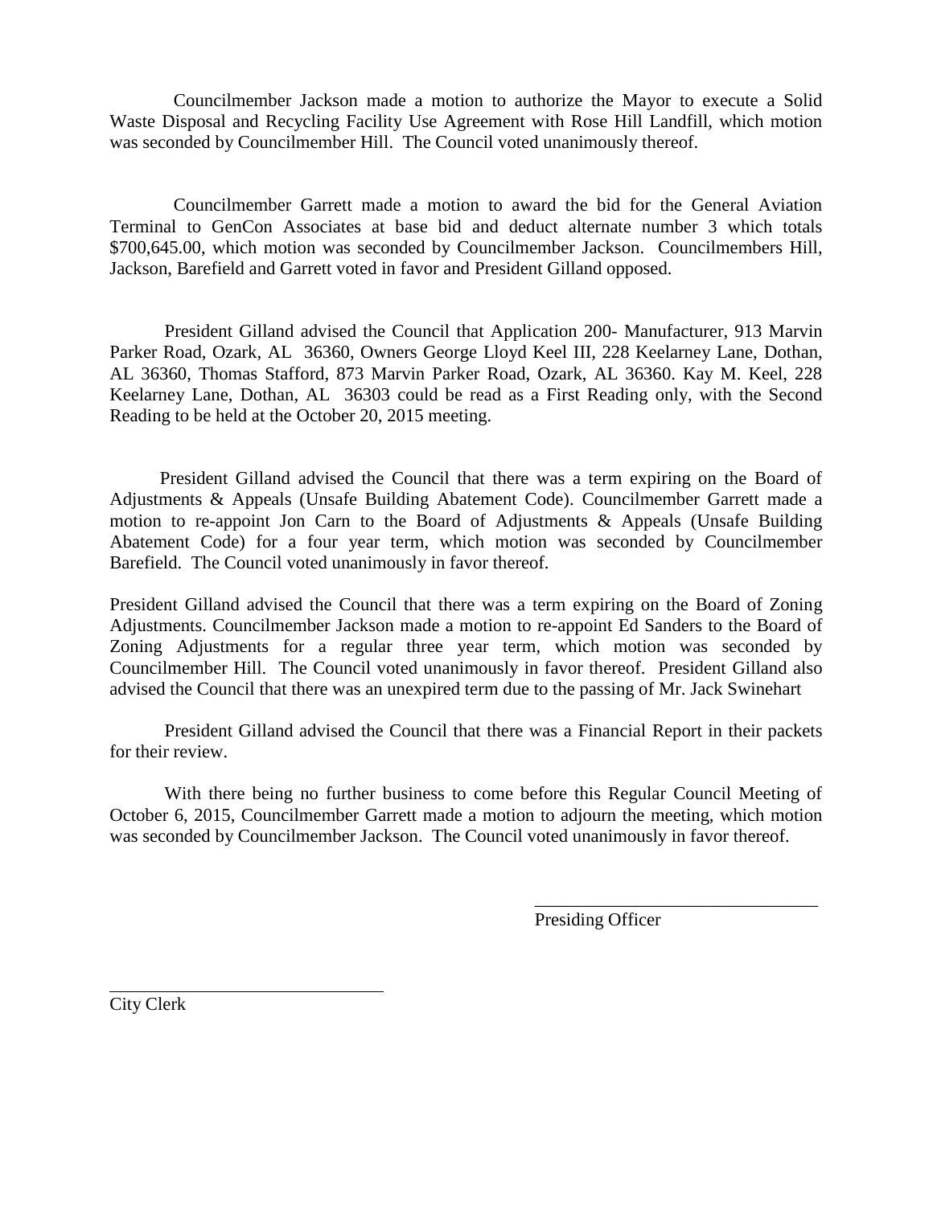Councilmember Jackson made a motion to authorize the Mayor to execute a Solid Waste Disposal and Recycling Facility Use Agreement with Rose Hill Landfill, which motion was seconded by Councilmember Hill. The Council voted unanimously thereof.

Councilmember Garrett made a motion to award the bid for the General Aviation Terminal to GenCon Associates at base bid and deduct alternate number 3 which totals $700,645.00, which motion was seconded by Councilmember Jackson. Councilmembers Hill, Jackson, Barefield and Garrett voted in favor and President Gilland opposed.

President Gilland advised the Council that Application 200- Manufacturer, 913 Marvin Parker Road, Ozark, AL 36360, Owners George Lloyd Keel III, 228 Keelarney Lane, Dothan, AL 36360, Thomas Stafford, 873 Marvin Parker Road, Ozark, AL 36360. Kay M. Keel, 228 Keelarney Lane, Dothan, AL 36303 could be read as a First Reading only, with the Second Reading to be held at the October 20, 2015 meeting.

President Gilland advised the Council that there was a term expiring on the Board of Adjustments & Appeals (Unsafe Building Abatement Code). Councilmember Garrett made a motion to re-appoint Jon Carn to the Board of Adjustments & Appeals (Unsafe Building Abatement Code) for a four year term, which motion was seconded by Councilmember Barefield. The Council voted unanimously in favor thereof.

President Gilland advised the Council that there was a term expiring on the Board of Zoning Adjustments. Councilmember Jackson made a motion to re-appoint Ed Sanders to the Board of Zoning Adjustments for a regular three year term, which motion was seconded by Councilmember Hill. The Council voted unanimously in favor thereof. President Gilland also advised the Council that there was an unexpired term due to the passing of Mr. Jack Swinehart

President Gilland advised the Council that there was a Financial Report in their packets for their review.

With there being no further business to come before this Regular Council Meeting of October 6, 2015, Councilmember Garrett made a motion to adjourn the meeting, which motion was seconded by Councilmember Jackson. The Council voted unanimously in favor thereof.

\_\_\_\_\_\_\_\_\_\_\_\_\_\_\_\_\_\_\_\_\_\_\_\_\_\_\_\_\_\_\_\_
Presiding Officer

\_\_\_\_\_\_\_\_\_\_\_\_\_\_\_\_\_\_\_\_\_\_\_\_\_\_\_\_\_\_\_\_
City Clerk